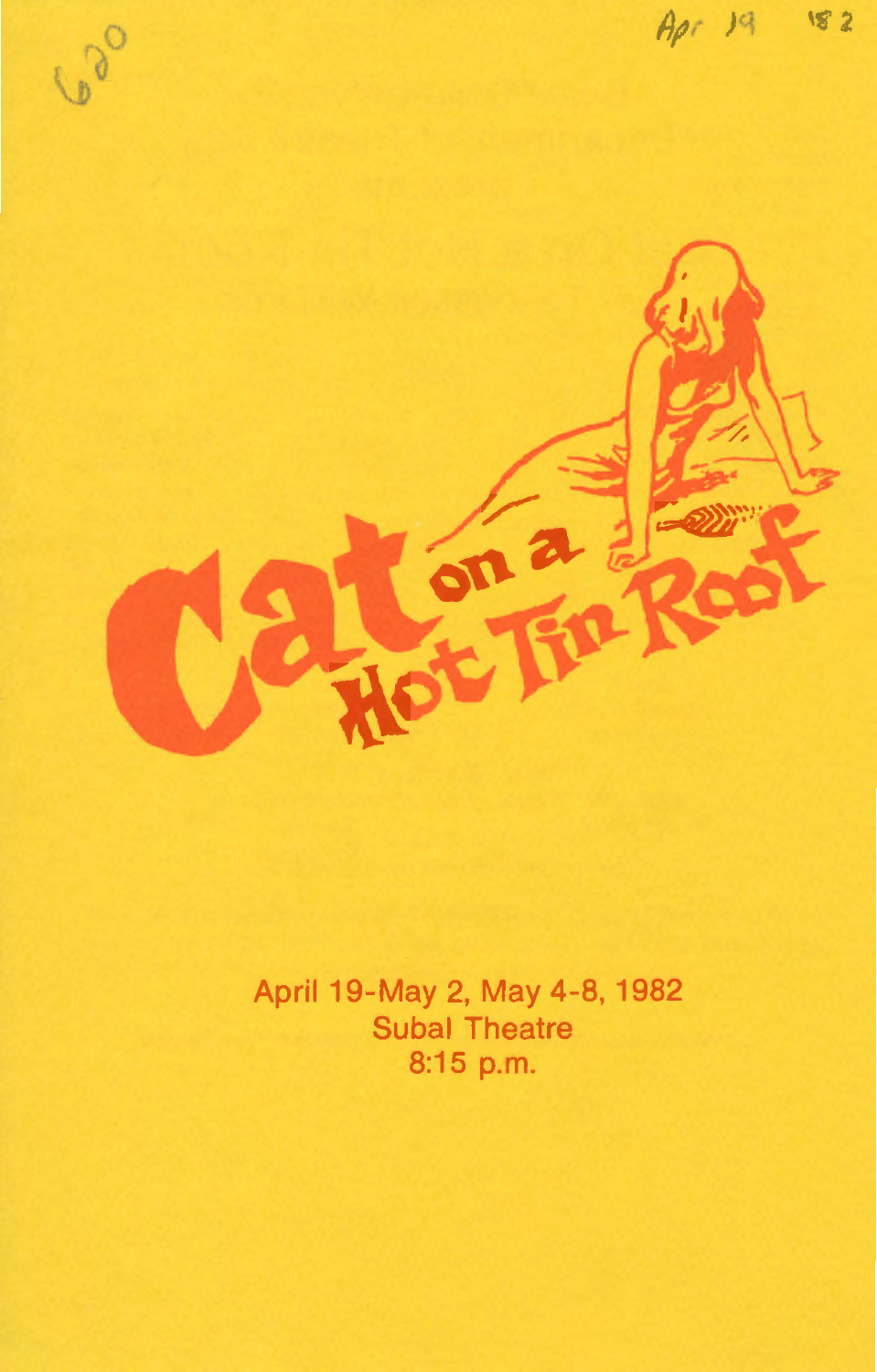# Cat on a Hot Tin Roof

April 19-May 2, May 4-8, 1982
Subal Theatre
8:15 p.m.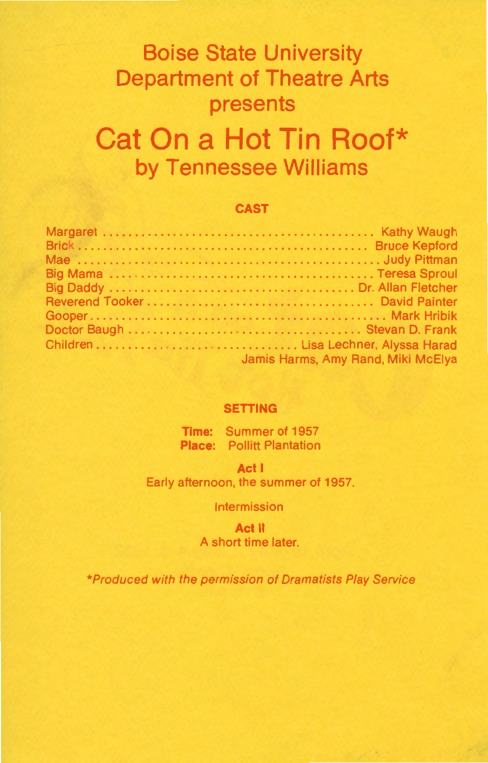# Boise State University Department of Theatre Arts presents

# Cat On a Hot Tin Roof*

## by Tennessee Williams

### CAST

| | |
|---|---|
| Margaret | Kathy Waugh |
| Brick | Bruce Kepford |
| Mae | Judy Pittman |
| Big Mama | Teresa Sproul |
| Big Daddy | Dr. Allan Fletcher |
| Reverend Tooker | David Painter |
| Gooper | Mark Hribik |
| Doctor Baugh | Stevan D. Frank |
| Children | Lisa Lechner, Alyssa Harad, Jamis Harms, Amy Rand, Miki McElya |

### SETTING

**Time:** Summer of 1957
**Place:** Pollitt Plantation

**Act I**
Early afternoon, the summer of 1957.

Intermission

**Act II**
A short time later.

*\*Produced with the permission of Dramatists Play Service*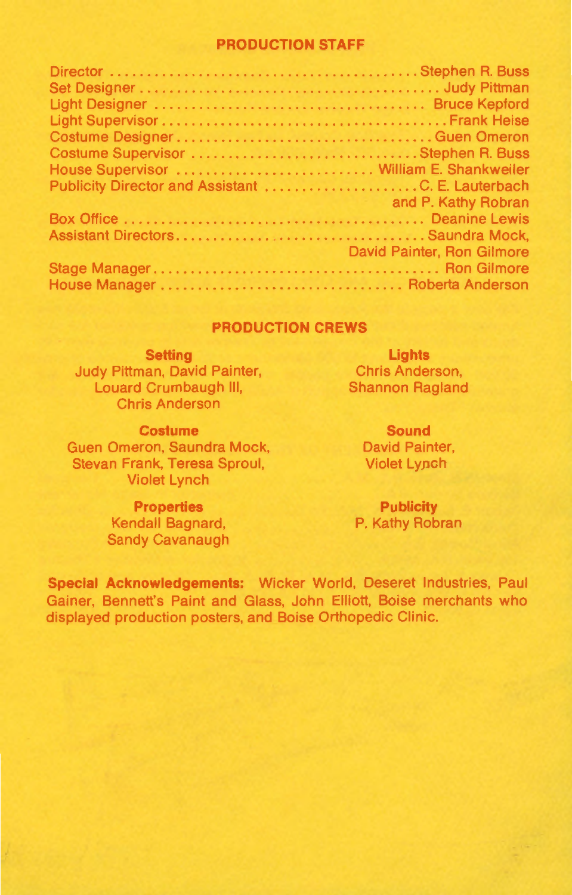## PRODUCTION STAFF

Director .......................................... Stephen R. Buss
Set Designer .......................................... Judy Pittman
Light Designer ...................................... Bruce Kepford
Light Supervisor ........................................ Frank Heise
Costume Designer .................................... Guen Omeron
Costume Supervisor ................................ Stephen R. Buss
House Supervisor ............................ William E. Shankweiler
Publicity Director and Assistant ...................... C. E. Lauterbach and P. Kathy Robran
Box Office .......................................... Deanine Lewis
Assistant Directors .................................. Saundra Mock, David Painter, Ron Gilmore
Stage Manager ........................................ Ron Gilmore
House Manager ................................. Roberta Anderson

## PRODUCTION CREWS

**Setting**
Judy Pittman, David Painter, Louard Crumbaugh III, Chris Anderson

**Lights**
Chris Anderson, Shannon Ragland

**Costume**
Guen Omeron, Saundra Mock, Stevan Frank, Teresa Sproul, Violet Lynch

**Sound**
David Painter, Violet Lynch

**Properties**
Kendall Bagnard, Sandy Cavanaugh

**Publicity**
P. Kathy Robran

**Special Acknowledgements:** Wicker World, Deseret Industries, Paul Gainer, Bennett's Paint and Glass, John Elliott, Boise merchants who displayed production posters, and Boise Orthopedic Clinic.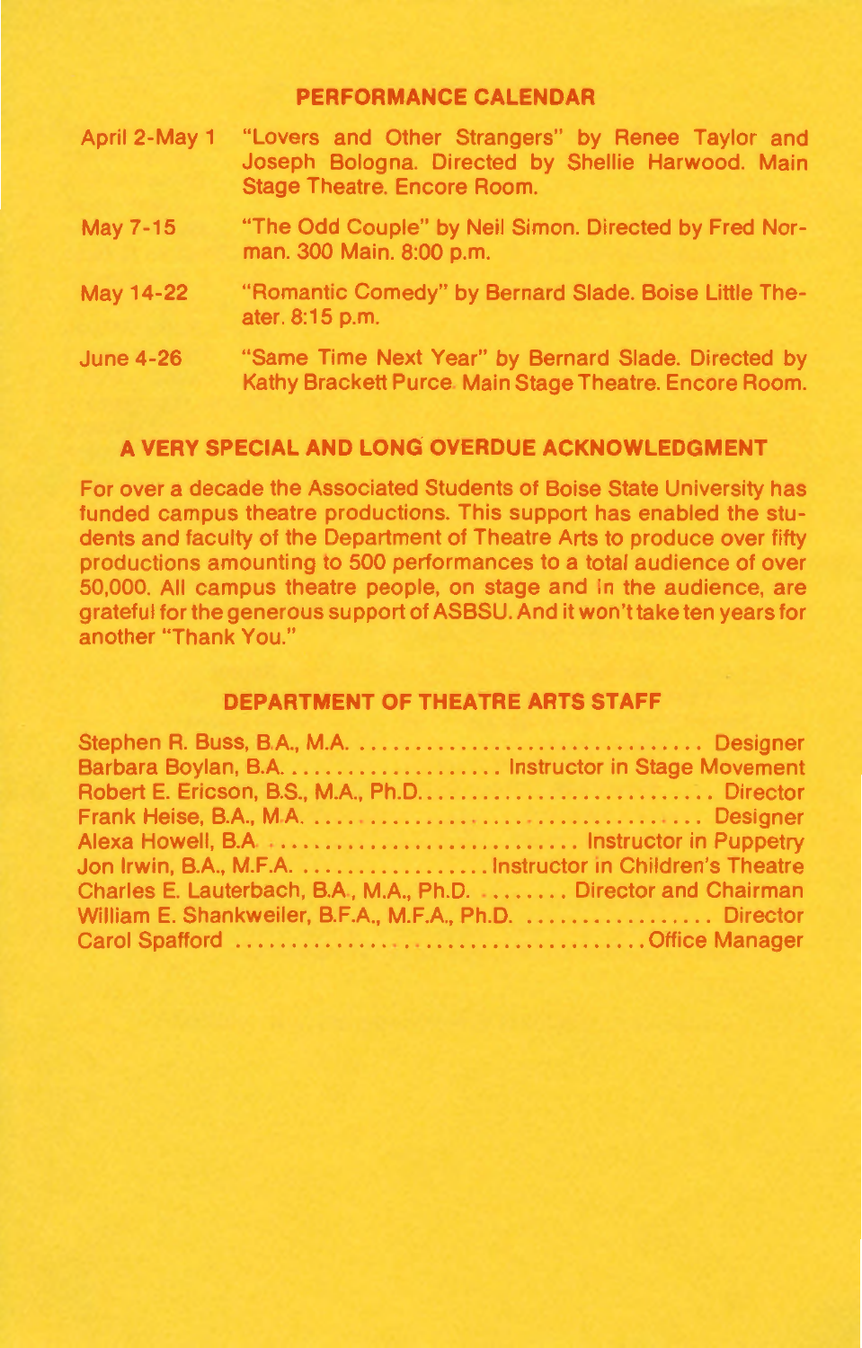## PERFORMANCE CALENDAR

| | |
|---|---|
| April 2-May 1 | "Lovers and Other Strangers" by Renee Taylor and Joseph Bologna. Directed by Shellie Harwood. Main Stage Theatre. Encore Room. |
| May 7-15 | "The Odd Couple" by Neil Simon. Directed by Fred Norman. 300 Main. 8:00 p.m. |
| May 14-22 | "Romantic Comedy" by Bernard Slade. Boise Little Theater. 8:15 p.m. |
| June 4-26 | "Same Time Next Year" by Bernard Slade. Directed by Kathy Brackett Purce. Main Stage Theatre. Encore Room. |

## A VERY SPECIAL AND LONG OVERDUE ACKNOWLEDGMENT

For over a decade the Associated Students of Boise State University has funded campus theatre productions. This support has enabled the students and faculty of the Department of Theatre Arts to produce over fifty productions amounting to 500 performances to a total audience of over 50,000. All campus theatre people, on stage and in the audience, are grateful for the generous support of ASBSU. And it won't take ten years for another "Thank You."

## DEPARTMENT OF THEATRE ARTS STAFF

Stephen R. Buss, B.A., M.A. .... Designer
Barbara Boylan, B.A. .... Instructor in Stage Movement
Robert E. Ericson, B.S., M.A., Ph.D. .... Director
Frank Heise, B.A., M.A. .... Designer
Alexa Howell, B.A. .... Instructor in Puppetry
Jon Irwin, B.A., M.F.A. .... Instructor in Children's Theatre
Charles E. Lauterbach, B.A., M.A., Ph.D. .... Director and Chairman
William E. Shankweiler, B.F.A., M.F.A., Ph.D. .... Director
Carol Spafford .... Office Manager